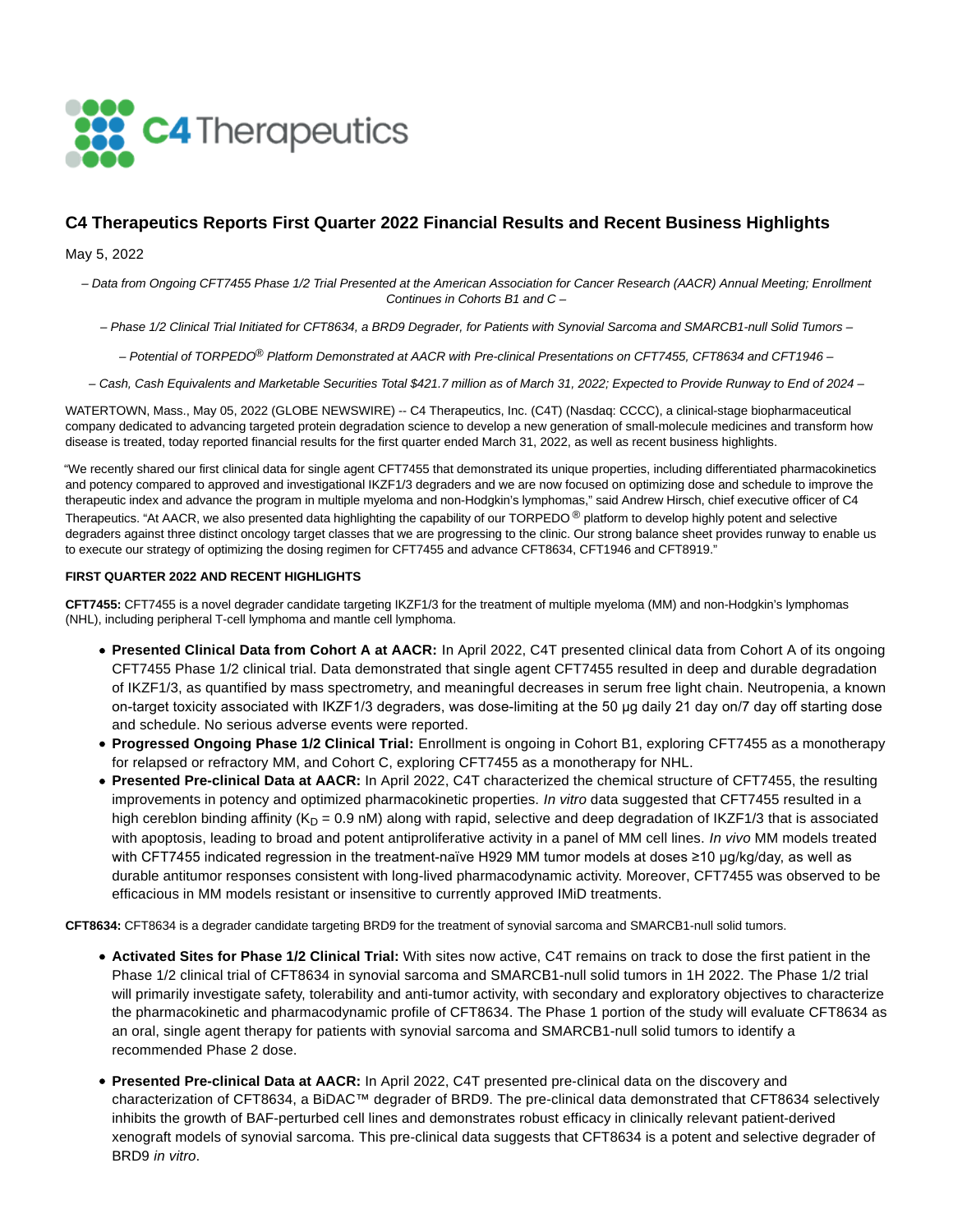# C4 Therapeutics Reports First Quarter 2022 Financial Results and Recent Business Highlights

May 5, 2022

*– Data from Ongoing CFT7455 Phase 1/2 Trial Presented at the American Association for Cancer Research (AACR) Annual Meeting; Enrollment Continues in Cohorts B1 and C –*

*– Phase 1/2 Clinical Trial Initiated for CFT8634, a BRD9 Degrader, for Patients with Synovial Sarcoma and SMARCB1-null Solid Tumors –*

*– Potential of TORPEDO® Platform Demonstrated at AACR with Pre-clinical Presentations on CFT7455, CFT8634 and CFT1946 –*

*– Cash, Cash Equivalents and Marketable Securities Total $421.7 million as of March 31, 2022; Expected to Provide Runway to End of 2024 –*

WATERTOWN, Mass., May 05, 2022 (GLOBE NEWSWIRE) -- C4 Therapeutics, Inc. (C4T) (Nasdaq: CCCC), a clinical-stage biopharmaceutical company dedicated to advancing targeted protein degradation science to develop a new generation of small-molecule medicines and transform how disease is treated, today reported financial results for the first quarter ended March 31, 2022, as well as recent business highlights.

"We recently shared our first clinical data for single agent CFT7455 that demonstrated its unique properties, including differentiated pharmacokinetics and potency compared to approved and investigational IKZF1/3 degraders and we are now focused on optimizing dose and schedule to improve the therapeutic index and advance the program in multiple myeloma and non-Hodgkin's lymphomas," said Andrew Hirsch, chief executive officer of C4 Therapeutics. "At AACR, we also presented data highlighting the capability of our TORPEDO® platform to develop highly potent and selective degraders against three distinct oncology target classes that we are progressing to the clinic. Our strong balance sheet provides runway to enable us to execute our strategy of optimizing the dosing regimen for CFT7455 and advance CFT8634, CFT1946 and CFT8919."

**FIRST QUARTER 2022 AND RECENT HIGHLIGHTS**

**CFT7455:** CFT7455 is a novel degrader candidate targeting IKZF1/3 for the treatment of multiple myeloma (MM) and non-Hodgkin's lymphomas (NHL), including peripheral T-cell lymphoma and mantle cell lymphoma.

- **Presented Clinical Data from Cohort A at AACR:** In April 2022, C4T presented clinical data from Cohort A of its ongoing CFT7455 Phase 1/2 clinical trial. Data demonstrated that single agent CFT7455 resulted in deep and durable degradation of IKZF1/3, as quantified by mass spectrometry, and meaningful decreases in serum free light chain. Neutropenia, a known on-target toxicity associated with IKZF1/3 degraders, was dose-limiting at the 50 µg daily 21 day on/7 day off starting dose and schedule. No serious adverse events were reported.
- **Progressed Ongoing Phase 1/2 Clinical Trial:** Enrollment is ongoing in Cohort B1, exploring CFT7455 as a monotherapy for relapsed or refractory MM, and Cohort C, exploring CFT7455 as a monotherapy for NHL.
- **Presented Pre-clinical Data at AACR:** In April 2022, C4T characterized the chemical structure of CFT7455, the resulting improvements in potency and optimized pharmacokinetic properties. *In vitro* data suggested that CFT7455 resulted in a high cereblon binding affinity ($K_D$ = 0.9 nM) along with rapid, selective and deep degradation of IKZF1/3 that is associated with apoptosis, leading to broad and potent antiproliferative activity in a panel of MM cell lines. *In vivo* MM models treated with CFT7455 indicated regression in the treatment-naïve H929 MM tumor models at doses ≥10 µg/kg/day, as well as durable antitumor responses consistent with long-lived pharmacodynamic activity. Moreover, CFT7455 was observed to be efficacious in MM models resistant or insensitive to currently approved IMiD treatments.

**CFT8634:** CFT8634 is a degrader candidate targeting BRD9 for the treatment of synovial sarcoma and SMARCB1-null solid tumors.

- **Activated Sites for Phase 1/2 Clinical Trial:** With sites now active, C4T remains on track to dose the first patient in the Phase 1/2 clinical trial of CFT8634 in synovial sarcoma and SMARCB1-null solid tumors in 1H 2022. The Phase 1/2 trial will primarily investigate safety, tolerability and anti-tumor activity, with secondary and exploratory objectives to characterize the pharmacokinetic and pharmacodynamic profile of CFT8634. The Phase 1 portion of the study will evaluate CFT8634 as an oral, single agent therapy for patients with synovial sarcoma and SMARCB1-null solid tumors to identify a recommended Phase 2 dose.
- **Presented Pre-clinical Data at AACR:** In April 2022, C4T presented pre-clinical data on the discovery and characterization of CFT8634, a BiDAC™ degrader of BRD9. The pre-clinical data demonstrated that CFT8634 selectively inhibits the growth of BAF-perturbed cell lines and demonstrates robust efficacy in clinically relevant patient-derived xenograft models of synovial sarcoma. This pre-clinical data suggests that CFT8634 is a potent and selective degrader of BRD9 *in vitro*.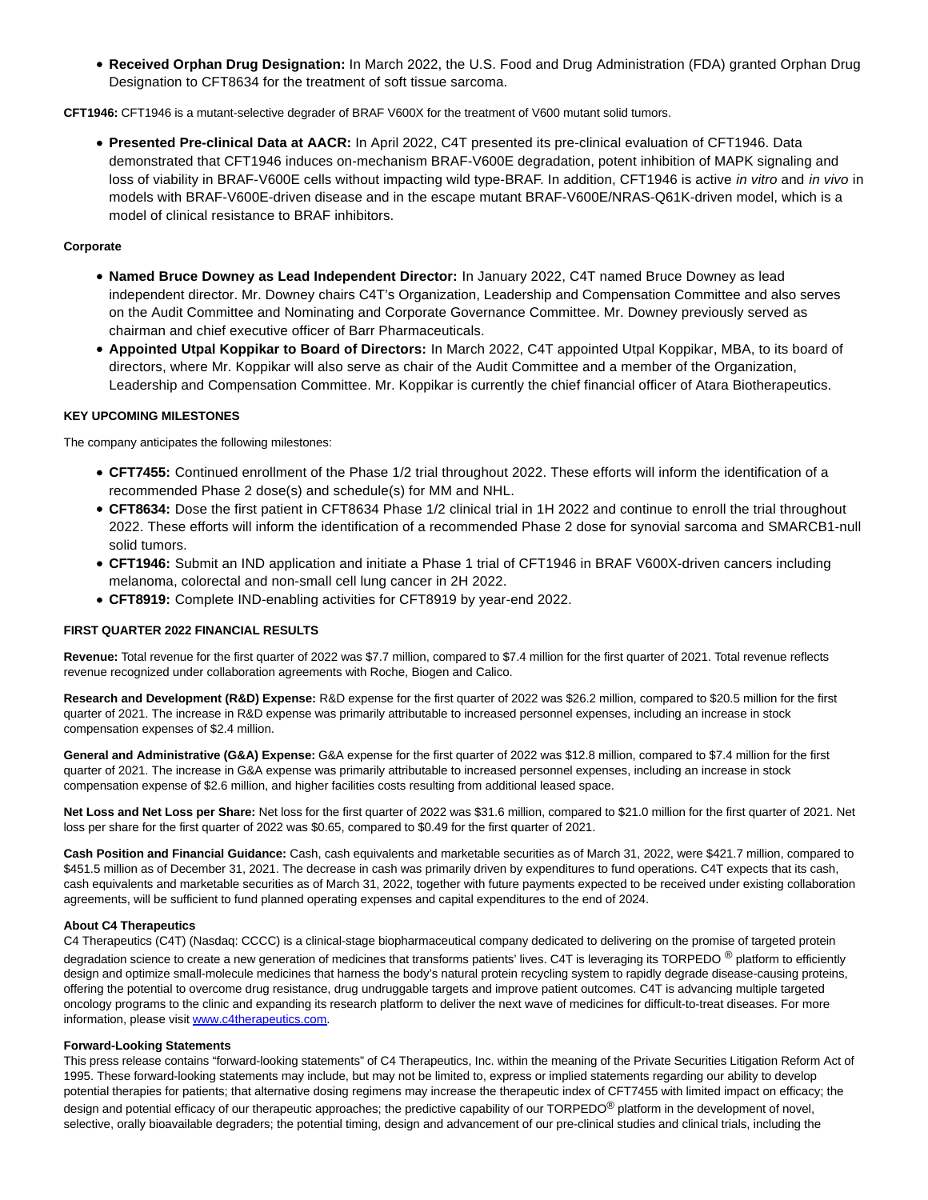- **Received Orphan Drug Designation:** In March 2022, the U.S. Food and Drug Administration (FDA) granted Orphan Drug Designation to CFT8634 for the treatment of soft tissue sarcoma.

**CFT1946:** CFT1946 is a mutant-selective degrader of BRAF V600X for the treatment of V600 mutant solid tumors.

- **Presented Pre-clinical Data at AACR:** In April 2022, C4T presented its pre-clinical evaluation of CFT1946. Data demonstrated that CFT1946 induces on-mechanism BRAF-V600E degradation, potent inhibition of MAPK signaling and loss of viability in BRAF-V600E cells without impacting wild type-BRAF. In addition, CFT1946 is active *in vitro* and *in vivo* in models with BRAF-V600E-driven disease and in the escape mutant BRAF-V600E/NRAS-Q61K-driven model, which is a model of clinical resistance to BRAF inhibitors.

**Corporate**

- **Named Bruce Downey as Lead Independent Director:** In January 2022, C4T named Bruce Downey as lead independent director. Mr. Downey chairs C4T's Organization, Leadership and Compensation Committee and also serves on the Audit Committee and Nominating and Corporate Governance Committee. Mr. Downey previously served as chairman and chief executive officer of Barr Pharmaceuticals.
- **Appointed Utpal Koppikar to Board of Directors:** In March 2022, C4T appointed Utpal Koppikar, MBA, to its board of directors, where Mr. Koppikar will also serve as chair of the Audit Committee and a member of the Organization, Leadership and Compensation Committee. Mr. Koppikar is currently the chief financial officer of Atara Biotherapeutics.

**KEY UPCOMING MILESTONES**

The company anticipates the following milestones:

- **CFT7455:** Continued enrollment of the Phase 1/2 trial throughout 2022. These efforts will inform the identification of a recommended Phase 2 dose(s) and schedule(s) for MM and NHL.
- **CFT8634:** Dose the first patient in CFT8634 Phase 1/2 clinical trial in 1H 2022 and continue to enroll the trial throughout 2022. These efforts will inform the identification of a recommended Phase 2 dose for synovial sarcoma and SMARCB1-null solid tumors.
- **CFT1946:** Submit an IND application and initiate a Phase 1 trial of CFT1946 in BRAF V600X-driven cancers including melanoma, colorectal and non-small cell lung cancer in 2H 2022.
- **CFT8919:** Complete IND-enabling activities for CFT8919 by year-end 2022.

**FIRST QUARTER 2022 FINANCIAL RESULTS**

**Revenue:** Total revenue for the first quarter of 2022 was $7.7 million, compared to $7.4 million for the first quarter of 2021. Total revenue reflects revenue recognized under collaboration agreements with Roche, Biogen and Calico.

**Research and Development (R&D) Expense:** R&D expense for the first quarter of 2022 was $26.2 million, compared to $20.5 million for the first quarter of 2021. The increase in R&D expense was primarily attributable to increased personnel expenses, including an increase in stock compensation expenses of $2.4 million.

**General and Administrative (G&A) Expense:** G&A expense for the first quarter of 2022 was $12.8 million, compared to $7.4 million for the first quarter of 2021. The increase in G&A expense was primarily attributable to increased personnel expenses, including an increase in stock compensation expense of $2.6 million, and higher facilities costs resulting from additional leased space.

**Net Loss and Net Loss per Share:** Net loss for the first quarter of 2022 was $31.6 million, compared to $21.0 million for the first quarter of 2021. Net loss per share for the first quarter of 2022 was $0.65, compared to $0.49 for the first quarter of 2021.

**Cash Position and Financial Guidance:** Cash, cash equivalents and marketable securities as of March 31, 2022, were $421.7 million, compared to $451.5 million as of December 31, 2021. The decrease in cash was primarily driven by expenditures to fund operations. C4T expects that its cash, cash equivalents and marketable securities as of March 31, 2022, together with future payments expected to be received under existing collaboration agreements, will be sufficient to fund planned operating expenses and capital expenditures to the end of 2024.

**About C4 Therapeutics**

C4 Therapeutics (C4T) (Nasdaq: CCCC) is a clinical-stage biopharmaceutical company dedicated to delivering on the promise of targeted protein degradation science to create a new generation of medicines that transforms patients' lives. C4T is leveraging its TORPEDO ® platform to efficiently design and optimize small-molecule medicines that harness the body's natural protein recycling system to rapidly degrade disease-causing proteins, offering the potential to overcome drug resistance, drug undruggable targets and improve patient outcomes. C4T is advancing multiple targeted oncology programs to the clinic and expanding its research platform to deliver the next wave of medicines for difficult-to-treat diseases. For more information, please visit [www.c4therapeutics.com](www.c4therapeutics.com).

**Forward-Looking Statements**

This press release contains "forward-looking statements" of C4 Therapeutics, Inc. within the meaning of the Private Securities Litigation Reform Act of 1995. These forward-looking statements may include, but may not be limited to, express or implied statements regarding our ability to develop potential therapies for patients; that alternative dosing regimens may increase the therapeutic index of CFT7455 with limited impact on efficacy; the design and potential efficacy of our therapeutic approaches; the predictive capability of our TORPEDO® platform in the development of novel, selective, orally bioavailable degraders; the potential timing, design and advancement of our pre-clinical studies and clinical trials, including the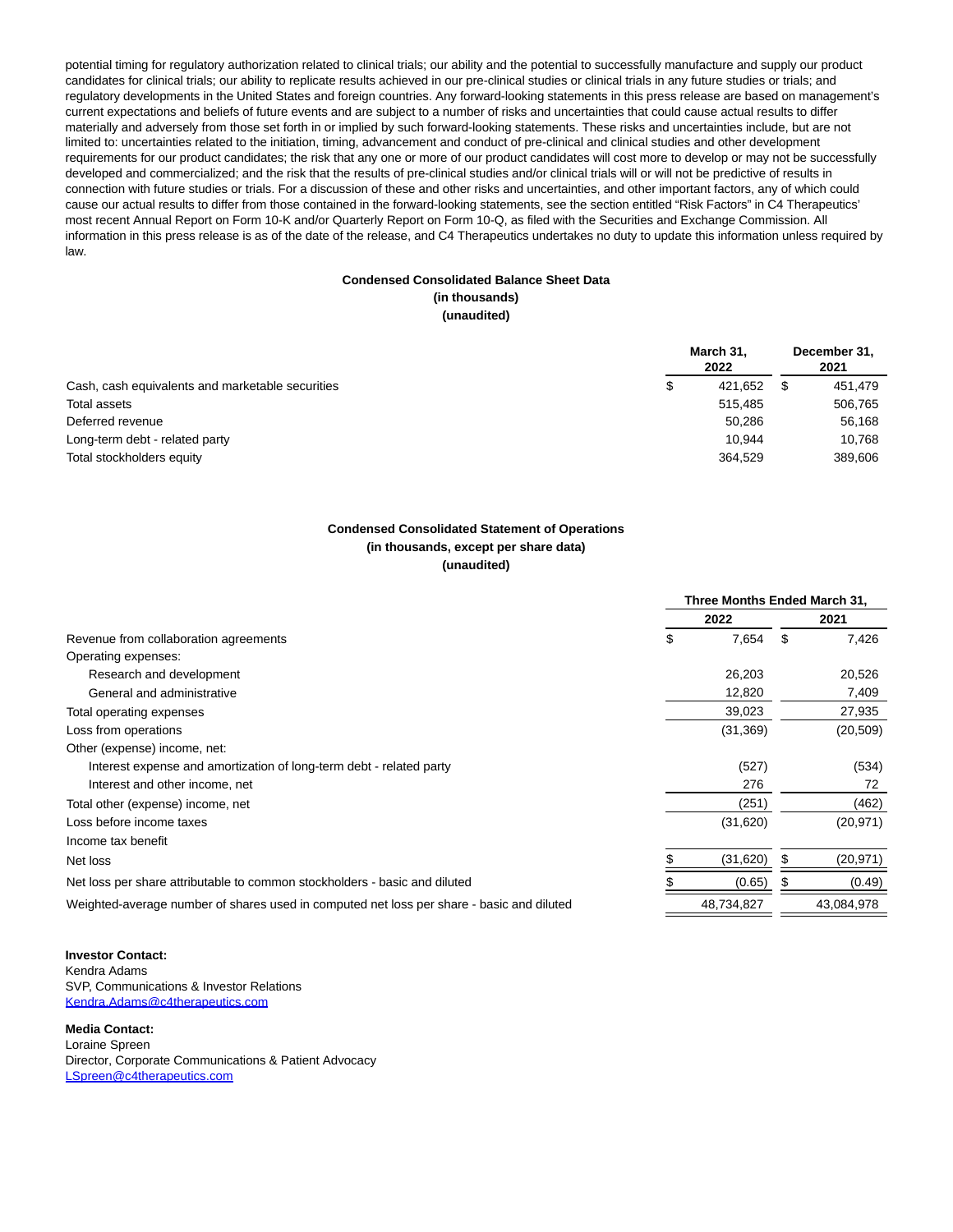potential timing for regulatory authorization related to clinical trials; our ability and the potential to successfully manufacture and supply our product candidates for clinical trials; our ability to replicate results achieved in our pre-clinical studies or clinical trials in any future studies or trials; and regulatory developments in the United States and foreign countries. Any forward-looking statements in this press release are based on management's current expectations and beliefs of future events and are subject to a number of risks and uncertainties that could cause actual results to differ materially and adversely from those set forth in or implied by such forward-looking statements. These risks and uncertainties include, but are not limited to: uncertainties related to the initiation, timing, advancement and conduct of pre-clinical and clinical studies and other development requirements for our product candidates; the risk that any one or more of our product candidates will cost more to develop or may not be successfully developed and commercialized; and the risk that the results of pre-clinical studies and/or clinical trials will or will not be predictive of results in connection with future studies or trials. For a discussion of these and other risks and uncertainties, and other important factors, any of which could cause our actual results to differ from those contained in the forward-looking statements, see the section entitled "Risk Factors" in C4 Therapeutics' most recent Annual Report on Form 10-K and/or Quarterly Report on Form 10-Q, as filed with the Securities and Exchange Commission. All information in this press release is as of the date of the release, and C4 Therapeutics undertakes no duty to update this information unless required by law.

**Condensed Consolidated Balance Sheet Data**
**(in thousands)**
**(unaudited)**

| | March 31, 2022 | December 31, 2021 |
|---|---|---|
| Cash, cash equivalents and marketable securities | $ 421,652 | $ 451,479 |
| Total assets | 515,485 | 506,765 |
| Deferred revenue | 50,286 | 56,168 |
| Long-term debt - related party | 10,944 | 10,768 |
| Total stockholders equity | 364,529 | 389,606 |

**Condensed Consolidated Statement of Operations**
**(in thousands, except per share data)**
**(unaudited)**

| | Three Months Ended March 31, | |
|---|---|---|
| | 2022 | 2021 |
| Revenue from collaboration agreements | $ 7,654 | $ 7,426 |
| Operating expenses: | | |
| Research and development | 26,203 | 20,526 |
| General and administrative | 12,820 | 7,409 |
| Total operating expenses | 39,023 | 27,935 |
| Loss from operations | (31,369) | (20,509) |
| Other (expense) income, net: | | |
| Interest expense and amortization of long-term debt - related party | (527) | (534) |
| Interest and other income, net | 276 | 72 |
| Total other (expense) income, net | (251) | (462) |
| Loss before income taxes | (31,620) | (20,971) |
| Income tax benefit | | |
| Net loss | $ (31,620) | $ (20,971) |
| Net loss per share attributable to common stockholders - basic and diluted | $ (0.65) | $ (0.49) |
| Weighted-average number of shares used in computed net loss per share - basic and diluted | 48,734,827 | 43,084,978 |

**Investor Contact:**
Kendra Adams
SVP, Communications & Investor Relations
Kendra.Adams@c4therapeutics.com

**Media Contact:**
Loraine Spreen
Director, Corporate Communications & Patient Advocacy
LSpreen@c4therapeutics.com